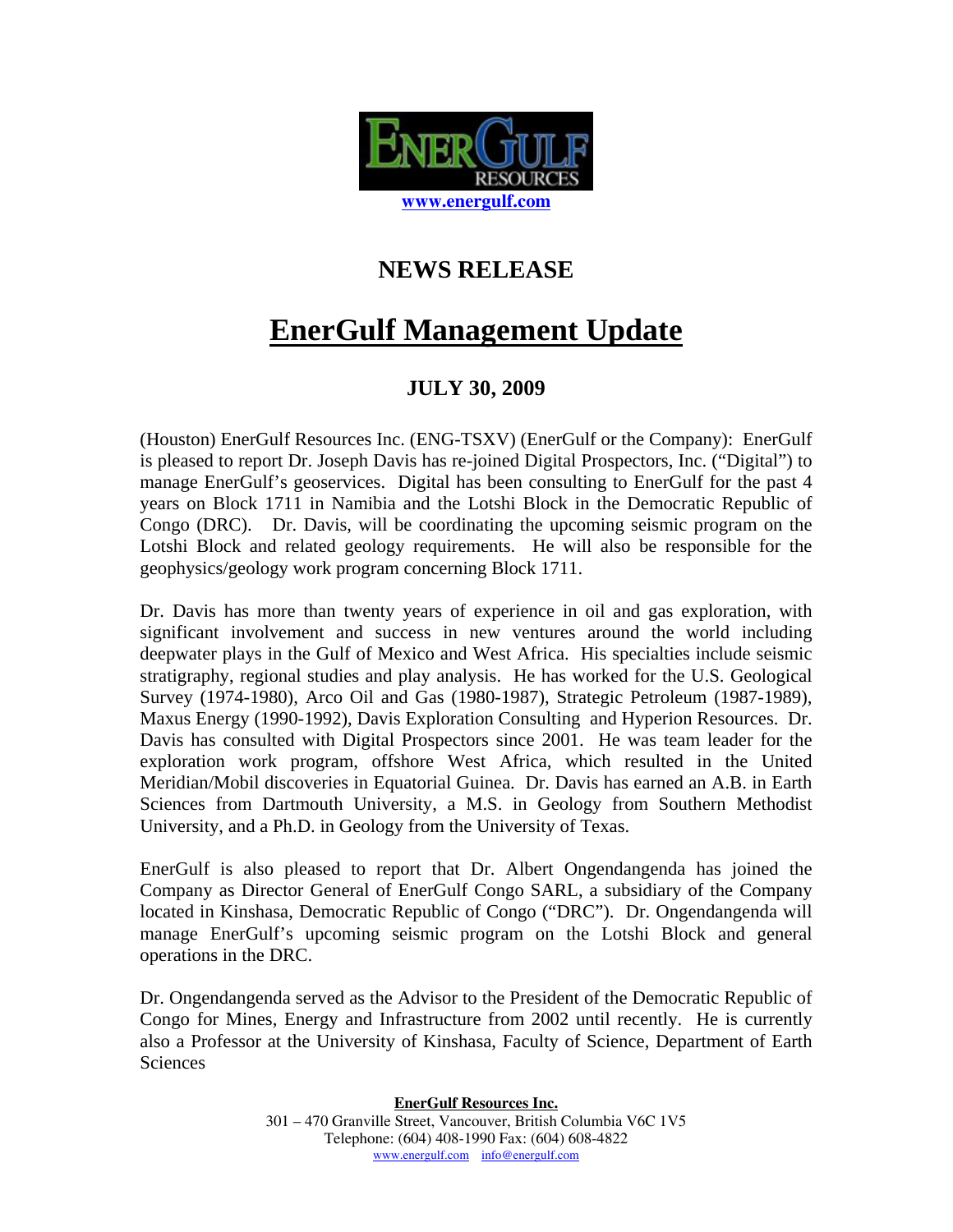ENERGULF RESOURCES

www.energulf.com

## NEWS RELEASE

# EnerGulf Management Update

### JULY 30, 2009

(Houston) EnerGulf Resources Inc. (ENG-TSXV) (EnerGulf or the Company): EnerGulf is pleased to report Dr. Joseph Davis has re-joined Digital Prospectors, Inc. ("Digital") to manage EnerGulf's geoservices. Digital has been consulting to EnerGulf for the past 4 years on Block 1711 in Namibia and the Lotshi Block in the Democratic Republic of Congo (DRC). Dr. Davis, will be coordinating the upcoming seismic program on the Lotshi Block and related geology requirements. He will also be responsible for the geophysics/geology work program concerning Block 1711.

Dr. Davis has more than twenty years of experience in oil and gas exploration, with significant involvement and success in new ventures around the world including deepwater plays in the Gulf of Mexico and West Africa. His specialties include seismic stratigraphy, regional studies and play analysis. He has worked for the U.S. Geological Survey (1974-1980), Arco Oil and Gas (1980-1987), Strategic Petroleum (1987-1989), Maxus Energy (1990-1992), Davis Exploration Consulting and Hyperion Resources. Dr. Davis has consulted with Digital Prospectors since 2001. He was team leader for the exploration work program, offshore West Africa, which resulted in the United Meridian/Mobil discoveries in Equatorial Guinea. Dr. Davis has earned an A.B. in Earth Sciences from Dartmouth University, a M.S. in Geology from Southern Methodist University, and a Ph.D. in Geology from the University of Texas.

EnerGulf is also pleased to report that Dr. Albert Ongendangenda has joined the Company as Director General of EnerGulf Congo SARL, a subsidiary of the Company located in Kinshasa, Democratic Republic of Congo ("DRC"). Dr. Ongendangenda will manage EnerGulf's upcoming seismic program on the Lotshi Block and general operations in the DRC.

Dr. Ongendangenda served as the Advisor to the President of the Democratic Republic of Congo for Mines, Energy and Infrastructure from 2002 until recently. He is currently also a Professor at the University of Kinshasa, Faculty of Science, Department of Earth Sciences

**EnerGulf Resources Inc.**
301 – 470 Granville Street, Vancouver, British Columbia V6C 1V5
Telephone: (604) 408-1990 Fax: (604) 608-4822
www.energulf.com info@energulf.com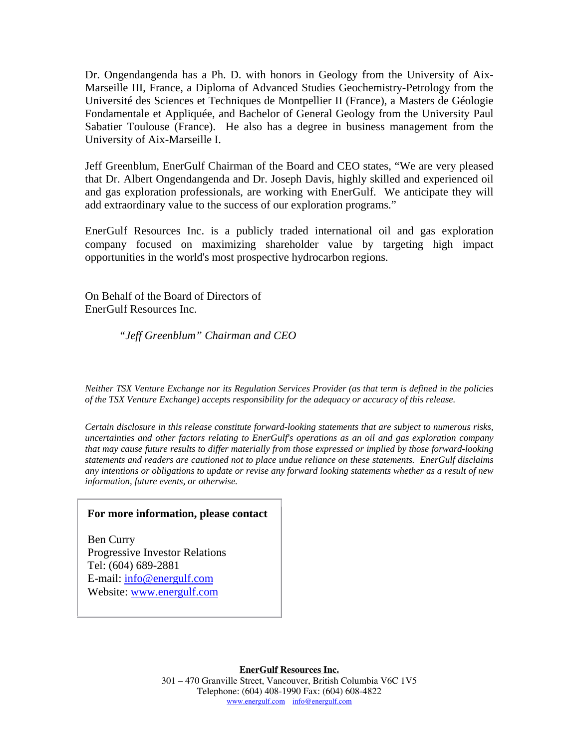Dr. Ongendangenda has a Ph. D. with honors in Geology from the University of Aix-Marseille III, France, a Diploma of Advanced Studies Geochemistry-Petrology from the Université des Sciences et Techniques de Montpellier II (France), a Masters de Géologie Fondamentale et Appliquée, and Bachelor of General Geology from the University Paul Sabatier Toulouse (France). He also has a degree in business management from the University of Aix-Marseille I.

Jeff Greenblum, EnerGulf Chairman of the Board and CEO states, "We are very pleased that Dr. Albert Ongendangenda and Dr. Joseph Davis, highly skilled and experienced oil and gas exploration professionals, are working with EnerGulf. We anticipate they will add extraordinary value to the success of our exploration programs."

EnerGulf Resources Inc. is a publicly traded international oil and gas exploration company focused on maximizing shareholder value by targeting high impact opportunities in the world's most prospective hydrocarbon regions.

On Behalf of the Board of Directors of
EnerGulf Resources Inc.

*"Jeff Greenblum" Chairman and CEO*

*Neither TSX Venture Exchange nor its Regulation Services Provider (as that term is defined in the policies of the TSX Venture Exchange) accepts responsibility for the adequacy or accuracy of this release.*

*Certain disclosure in this release constitute forward-looking statements that are subject to numerous risks, uncertainties and other factors relating to EnerGulf's operations as an oil and gas exploration company that may cause future results to differ materially from those expressed or implied by those forward-looking statements and readers are cautioned not to place undue reliance on these statements. EnerGulf disclaims any intentions or obligations to update or revise any forward looking statements whether as a result of new information, future events, or otherwise.*

**For more information, please contact**

Ben Curry
Progressive Investor Relations
Tel: (604) 689-2881
E-mail: info@energulf.com
Website: www.energulf.com

**EnerGulf Resources Inc.**
301 – 470 Granville Street, Vancouver, British Columbia V6C 1V5
Telephone: (604) 408-1990 Fax: (604) 608-4822
www.energulf.com info@energulf.com